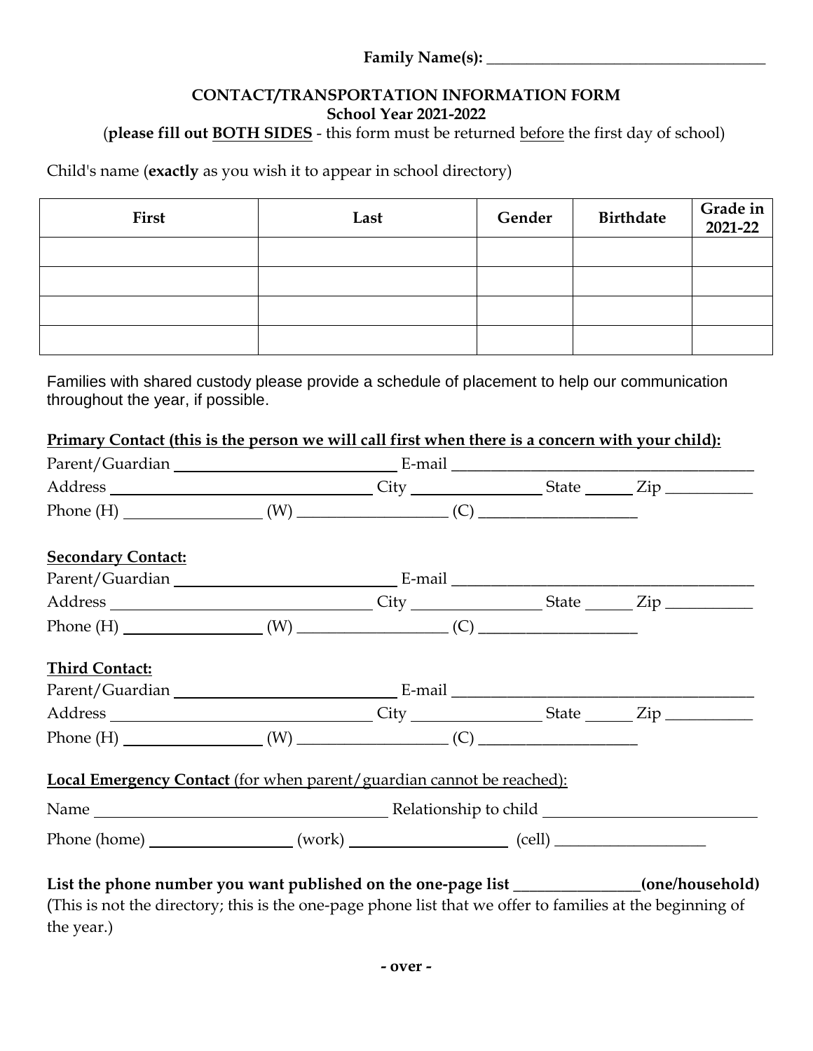**Family Name(s):** ___________________________________

## CONTACT/TRANSPORTATION INFORMATION FORM
### School Year 2021-2022

(**please fill out BOTH SIDES** - this form must be returned before the first day of school)

Child's name (**exactly** as you wish it to appear in school directory)

| First | Last | Gender | Birthdate | Grade in 2021-22 |
|---|---|---|---|---|
| | | | | |
| | | | | |
| | | | | |
| | | | | |

Families with shared custody please provide a schedule of placement to help our communication throughout the year, if possible.

**Primary Contact (this is the person we will call first when there is a concern with your child):**

Parent/Guardian ___________________________ E-mail _____________________________________

Address _______________________________ City ________________ State ______ Zip __________

Phone (H) ________________ (W) __________________ (C) ___________________

**Secondary Contact:**

Parent/Guardian ___________________________ E-mail _____________________________________

Address _______________________________ City ________________ State ______ Zip __________

Phone (H) ________________ (W) __________________ (C) ___________________

**Third Contact:**

Parent/Guardian ___________________________ E-mail _____________________________________

Address _______________________________ City ________________ State ______ Zip __________

Phone (H) ________________ (W) __________________ (C) ___________________

**Local Emergency Contact** (for when parent/guardian cannot be reached):

Name ____________________________________ Relationship to child __________________________

Phone (home) _________________ (work) ____________________ (cell) ___________________

**List the phone number you want published on the one-page list _______________(one/household)**
(This is not the directory; this is the one-page phone list that we offer to families at the beginning of the year.)

**- over -**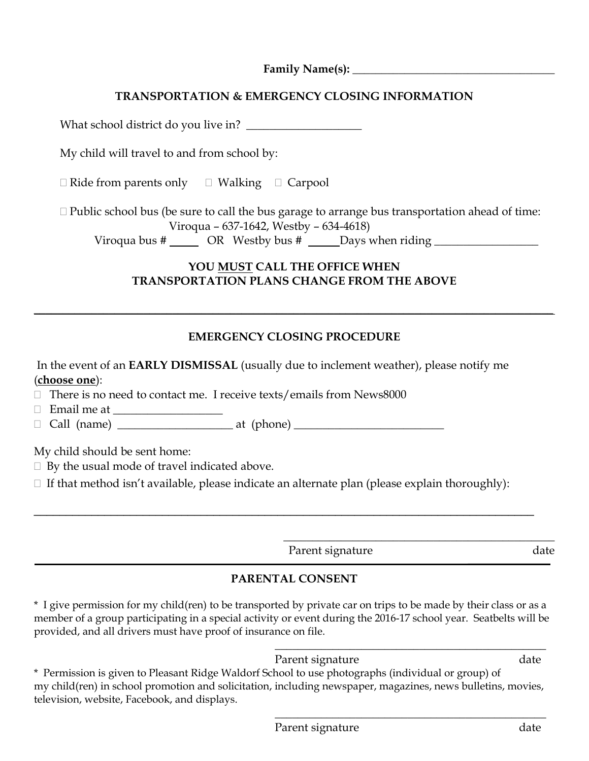**Family Name(s): ___________________________________**

## TRANSPORTATION & EMERGENCY CLOSING INFORMATION

What school district do you live in? ____________________

My child will travel to and from school by:

☐ Ride from parents only ☐ Walking ☐ Carpool

☐ Public school bus (be sure to call the bus garage to arrange bus transportation ahead of time: Viroqua – 637-1642, Westby – 634-4618)

Viroqua bus # _____ OR Westby bus # _____ Days when riding _________________

**YOU MUST CALL THE OFFICE WHEN TRANSPORTATION PLANS CHANGE FROM THE ABOVE**

---

## EMERGENCY CLOSING PROCEDURE

In the event of an **EARLY DISMISSAL** (usually due to inclement weather), please notify me (**choose one**):

☐ There is no need to contact me. I receive texts/emails from News8000

☐ Email me at ___________________

☐ Call (name) ____________________ at (phone) __________________________

My child should be sent home:

☐ By the usual mode of travel indicated above.

☐ If that method isn't available, please indicate an alternate plan (please explain thoroughly):

_____________________________________________________________________________

_______________________________________________
Parent signature date

---

## PARENTAL CONSENT

* I give permission for my child(ren) to be transported by private car on trips to be made by their class or as a member of a group participating in a special activity or event during the 2016-17 school year. Seatbelts will be provided, and all drivers must have proof of insurance on file.

_______________________________________________
Parent signature date

* Permission is given to Pleasant Ridge Waldorf School to use photographs (individual or group) of my child(ren) in school promotion and solicitation, including newspaper, magazines, news bulletins, movies, television, website, Facebook, and displays.

_______________________________________________
Parent signature date